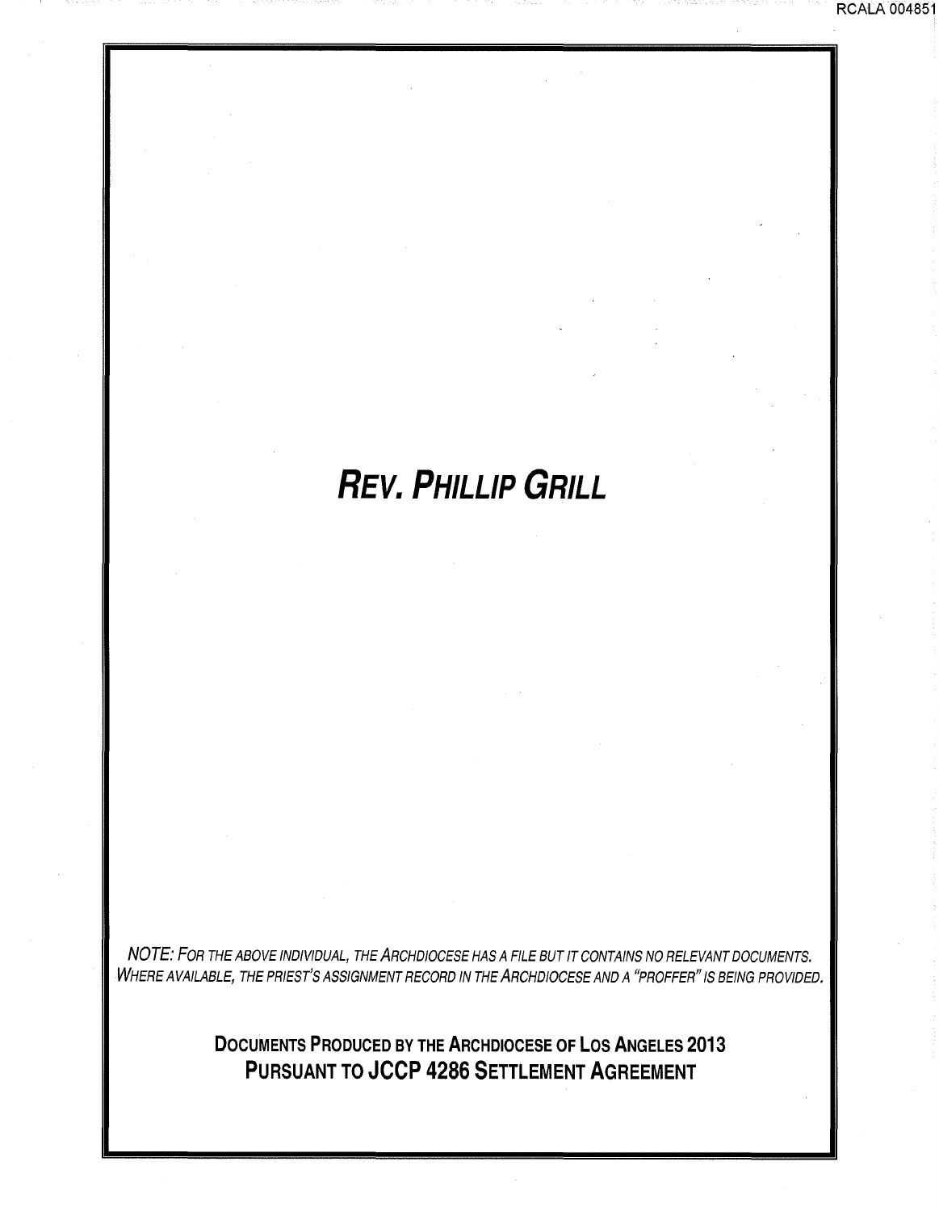# *REV. PHILLIP GRILL*

*NOTE: FOR THE ABOVE INDIVIDUAL, THE ARCHDIOCESE HAS A FILE BUT IT CONTAINS NO RELEVANT DOCUMENTS. WHERE AVAILABLE, THE PRIEST'S ASSIGNMENT RECORD IN THE ARCHDIOCESE AND A "PROFFER" IS BEING PROVIDED.*

**DOCUMENTS PRODUCED BY THE ARCHDIOCESE OF LOS ANGELES 2013**
**PURSUANT TO JCCP 4286 SETTLEMENT AGREEMENT**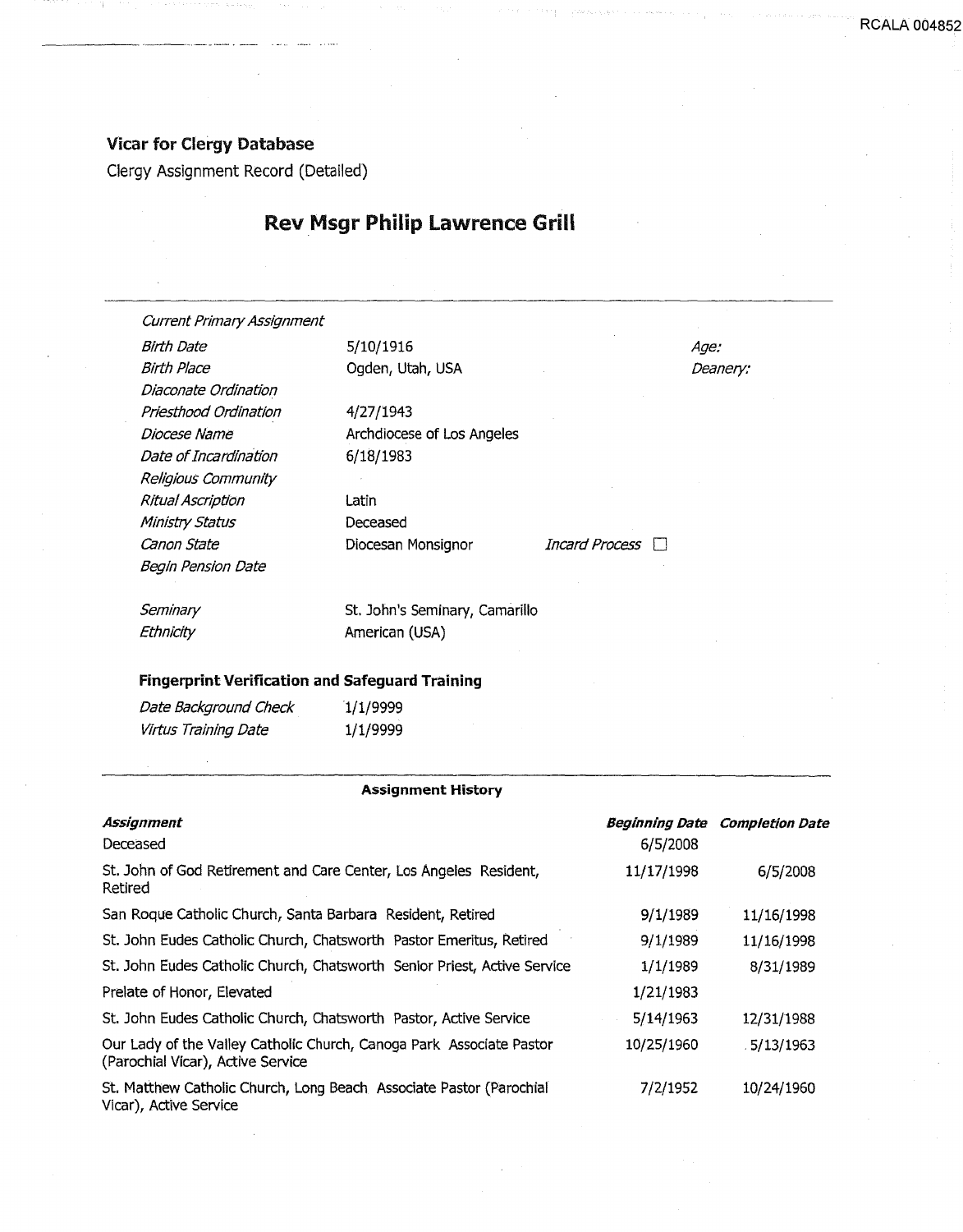**Vicar for Clergy Database**

Clergy Assignment Record (Detailed)

# Rev Msgr Philip Lawrence Grill

| | | | |
|---|---|---|---|
| *Current Primary Assignment* | | | |
| *Birth Date* | 5/10/1916 | | *Age:* |
| *Birth Place* | Ogden, Utah, USA | | *Deanery:* |
| *Diaconate Ordination* | | | |
| *Priesthood Ordination* | 4/27/1943 | | |
| *Diocese Name* | Archdiocese of Los Angeles | | |
| *Date of Incardination* | 6/18/1983 | | |
| *Religious Community* | | | |
| *Ritual Ascription* | Latin | | |
| *Ministry Status* | Deceased | | |
| *Canon State* | Diocesan Monsignor | *Incard Process* ☐ | |
| *Begin Pension Date* | | | |
| *Seminary* | St. John's Seminary, Camarillo | | |
| *Ethnicity* | American (USA) | | |

**Fingerprint Verification and Safeguard Training**

| | |
|---|---|
| *Date Background Check* | 1/1/9999 |
| *Virtus Training Date* | 1/1/9999 |

**Assignment History**

| ***Assignment*** | ***Beginning Date*** | ***Completion Date*** |
|---|---|---|
| Deceased | 6/5/2008 | |
| St. John of God Retirement and Care Center, Los Angeles Resident, Retired | 11/17/1998 | 6/5/2008 |
| San Roque Catholic Church, Santa Barbara Resident, Retired | 9/1/1989 | 11/16/1998 |
| St. John Eudes Catholic Church, Chatsworth Pastor Emeritus, Retired | 9/1/1989 | 11/16/1998 |
| St. John Eudes Catholic Church, Chatsworth Senior Priest, Active Service | 1/1/1989 | 8/31/1989 |
| Prelate of Honor, Elevated | 1/21/1983 | |
| St. John Eudes Catholic Church, Chatsworth Pastor, Active Service | 5/14/1963 | 12/31/1988 |
| Our Lady of the Valley Catholic Church, Canoga Park Associate Pastor (Parochial Vicar), Active Service | 10/25/1960 | 5/13/1963 |
| St. Matthew Catholic Church, Long Beach Associate Pastor (Parochial Vicar), Active Service | 7/2/1952 | 10/24/1960 |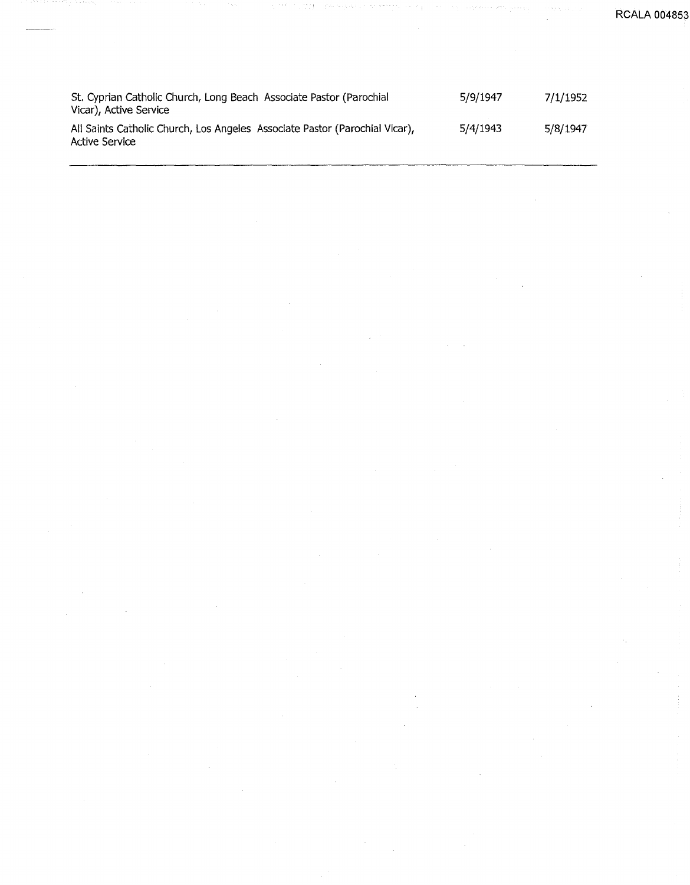| | | |
|---|---|---|
| St. Cyprian Catholic Church, Long Beach Associate Pastor (Parochial Vicar), Active Service | 5/9/1947 | 7/1/1952 |
| All Saints Catholic Church, Los Angeles Associate Pastor (Parochial Vicar), Active Service | 5/4/1943 | 5/8/1947 |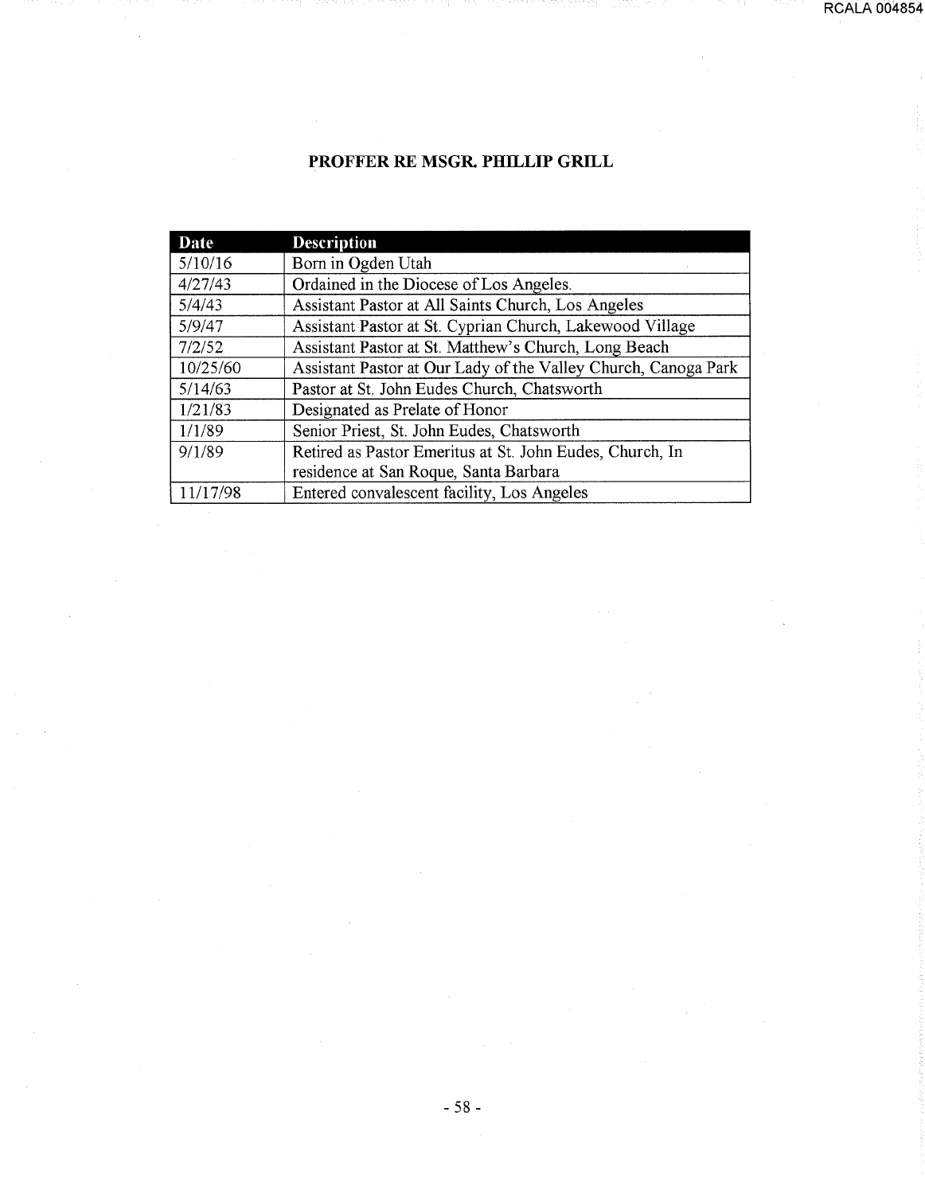# PROFFER RE MSGR. PHILLIP GRILL

| Date | Description |
|---|---|
| 5/10/16 | Born in Ogden Utah |
| 4/27/43 | Ordained in the Diocese of Los Angeles. |
| 5/4/43 | Assistant Pastor at All Saints Church, Los Angeles |
| 5/9/47 | Assistant Pastor at St. Cyprian Church, Lakewood Village |
| 7/2/52 | Assistant Pastor at St. Matthew's Church, Long Beach |
| 10/25/60 | Assistant Pastor at Our Lady of the Valley Church, Canoga Park |
| 5/14/63 | Pastor at St. John Eudes Church, Chatsworth |
| 1/21/83 | Designated as Prelate of Honor |
| 1/1/89 | Senior Priest, St. John Eudes, Chatsworth |
| 9/1/89 | Retired as Pastor Emeritus at St. John Eudes, Church, In residence at San Roque, Santa Barbara |
| 11/17/98 | Entered convalescent facility, Los Angeles |